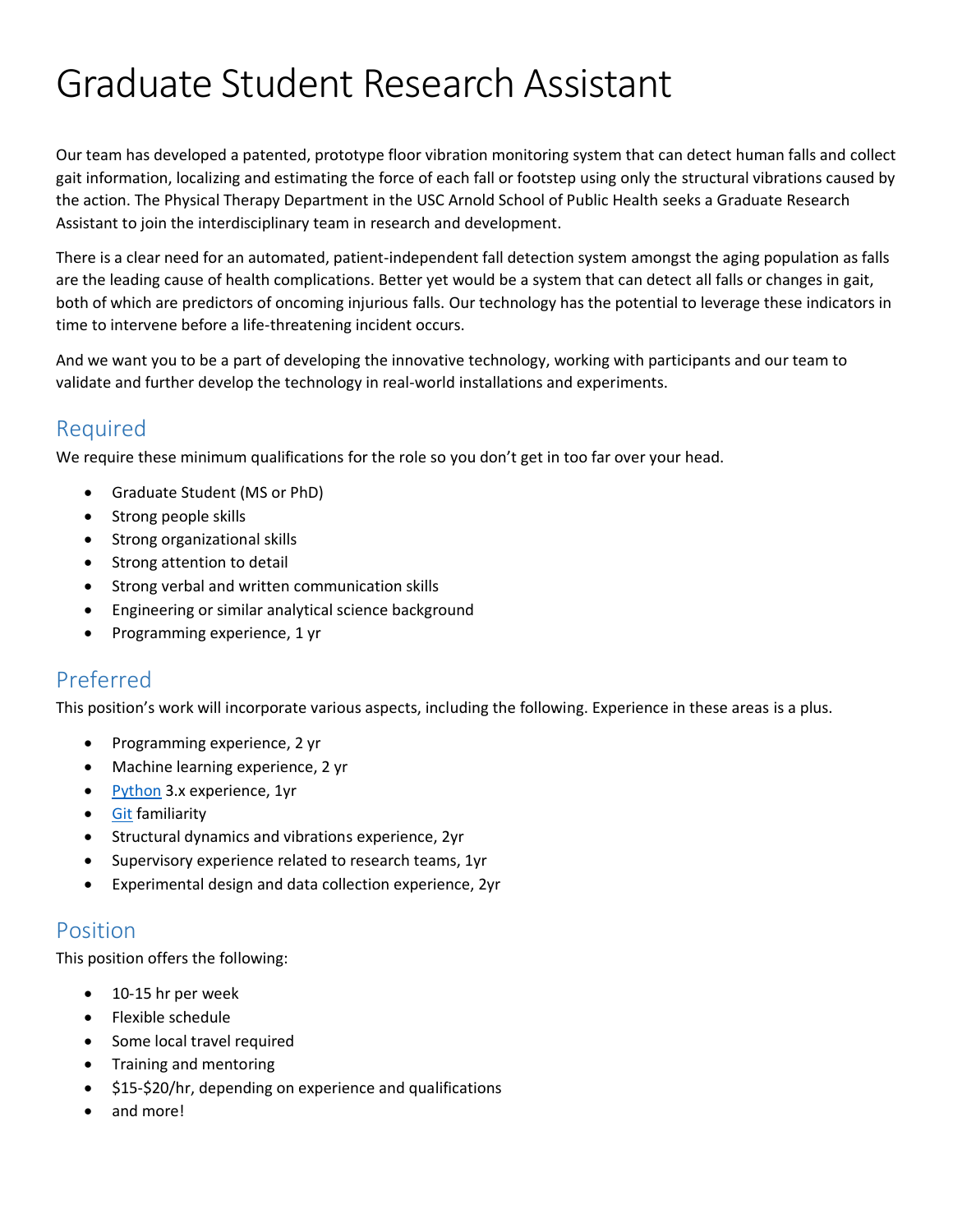# Graduate Student Research Assistant

Our team has developed a patented, prototype floor vibration monitoring system that can detect human falls and collect gait information, localizing and estimating the force of each fall or footstep using only the structural vibrations caused by the action. The Physical Therapy Department in the USC Arnold School of Public Health seeks a Graduate Research Assistant to join the interdisciplinary team in research and development.

There is a clear need for an automated, patient-independent fall detection system amongst the aging population as falls are the leading cause of health complications. Better yet would be a system that can detect all falls or changes in gait, both of which are predictors of oncoming injurious falls. Our technology has the potential to leverage these indicators in time to intervene before a life-threatening incident occurs.

And we want you to be a part of developing the innovative technology, working with participants and our team to validate and further develop the technology in real-world installations and experiments.

## Required

We require these minimum qualifications for the role so you don't get in too far over your head.

- Graduate Student (MS or PhD)
- Strong people skills
- Strong organizational skills
- Strong attention to detail
- Strong verbal and written communication skills
- Engineering or similar analytical science background
- Programming experience, 1 yr

## Preferred

This position's work will incorporate various aspects, including the following. Experience in these areas is a plus.

- Programming experience, 2 yr
- Machine learning experience, 2 yr
- Python 3.x experience, 1yr
- Git familiarity
- Structural dynamics and vibrations experience, 2yr
- Supervisory experience related to research teams, 1yr
- Experimental design and data collection experience, 2yr

## Position

This position offers the following:

- 10-15 hr per week
- Flexible schedule
- Some local travel required
- Training and mentoring
- $15-$20/hr, depending on experience and qualifications
- and more!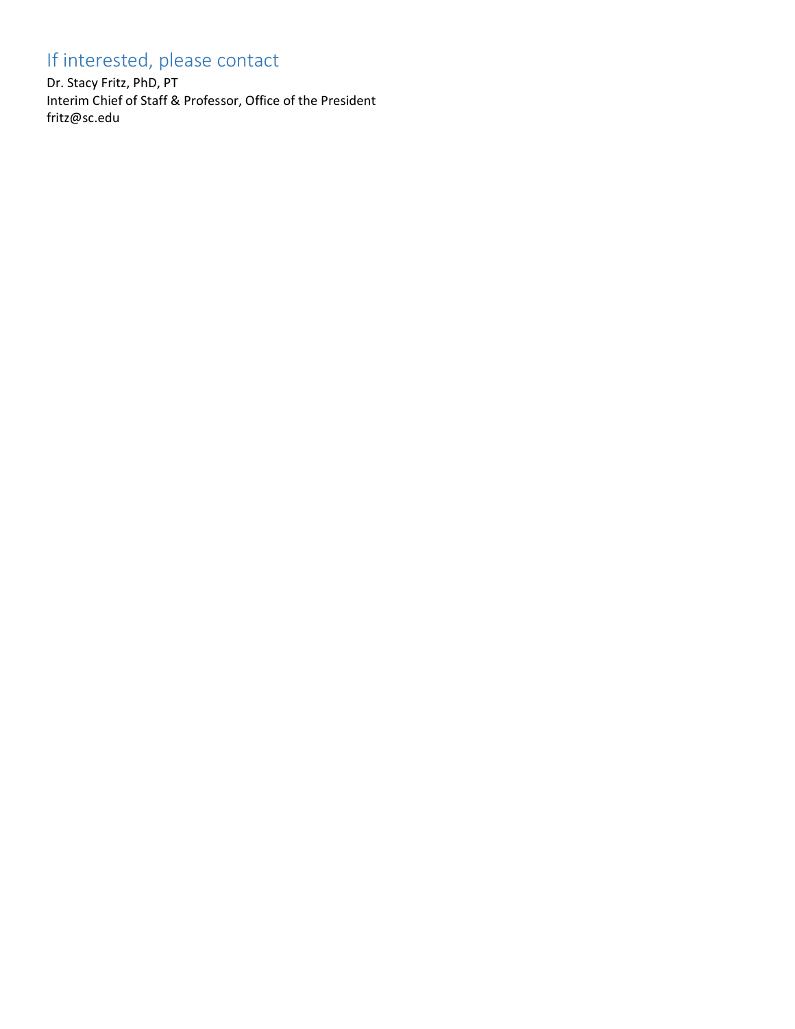## If interested, please contact

Dr. Stacy Fritz, PhD, PT
Interim Chief of Staff & Professor, Office of the President
fritz@sc.edu